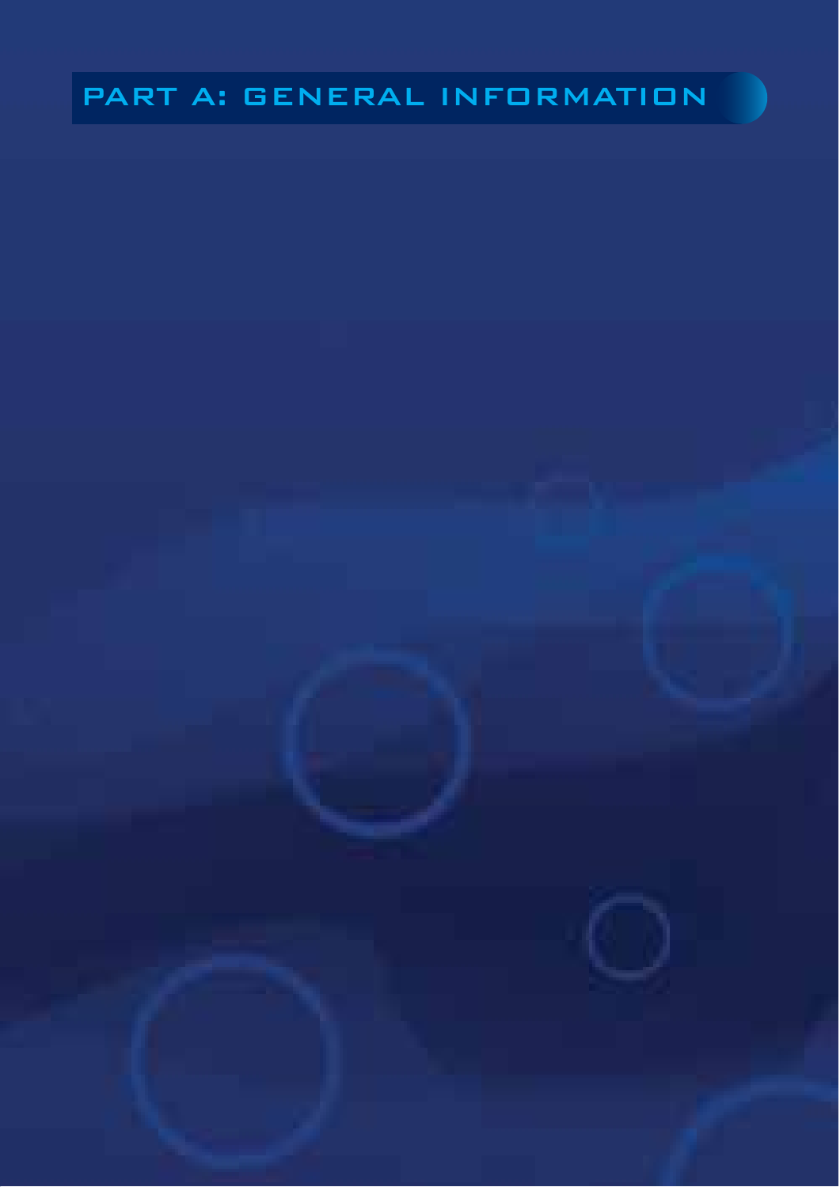# PART A: GENERAL INFORMATION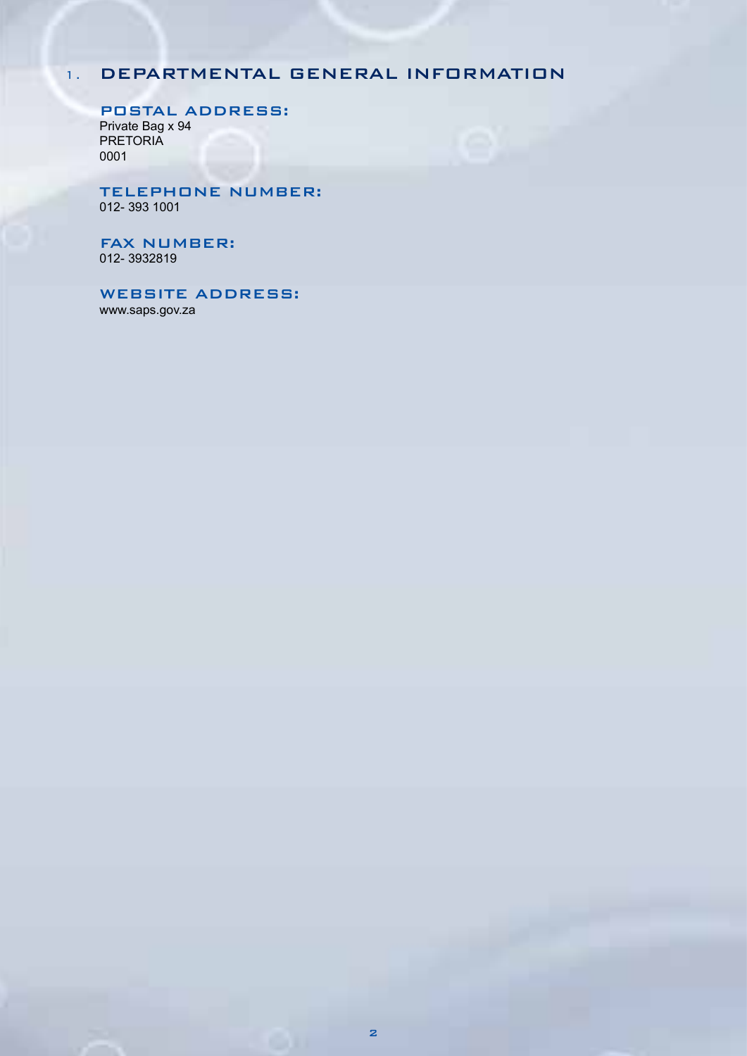# 1. DEPARTMENTAL GENERAL INFORMATION

## POSTAL ADDRESS:

Private Bag x 94
PRETORIA
0001

## TELEPHONE NUMBER:

012- 393 1001

## FAX NUMBER:

012- 3932819

## WEBSITE ADDRESS:

www.saps.gov.za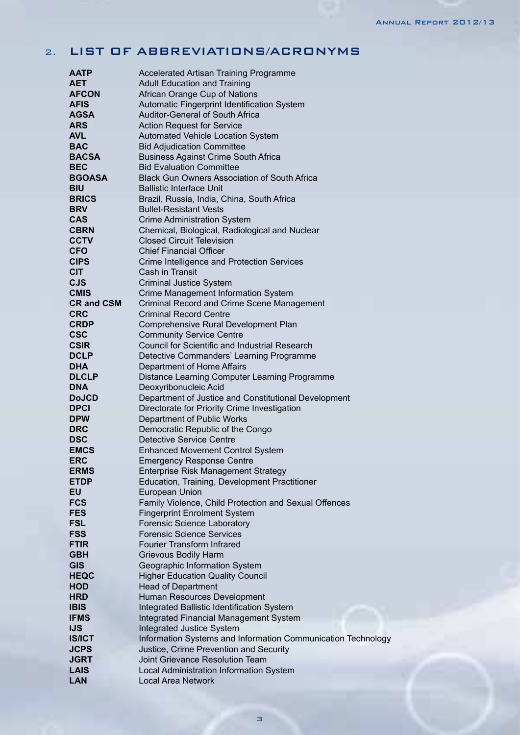## 2. LIST OF ABBREVIATIONS/ACRONYMS

| | |
|---|---|
| **AATP** | Accelerated Artisan Training Programme |
| **AET** | Adult Education and Training |
| **AFCON** | African Orange Cup of Nations |
| **AFIS** | Automatic Fingerprint Identification System |
| **AGSA** | Auditor-General of South Africa |
| **ARS** | Action Request for Service |
| **AVL** | Automated Vehicle Location System |
| **BAC** | Bid Adjudication Committee |
| **BACSA** | Business Against Crime South Africa |
| **BEC** | Bid Evaluation Committee |
| **BGOASA** | Black Gun Owners Association of South Africa |
| **BIU** | Ballistic Interface Unit |
| **BRICS** | Brazil, Russia, India, China, South Africa |
| **BRV** | Bullet-Resistant Vests |
| **CAS** | Crime Administration System |
| **CBRN** | Chemical, Biological, Radiological and Nuclear |
| **CCTV** | Closed Circuit Television |
| **CFO** | Chief Financial Officer |
| **CIPS** | Crime Intelligence and Protection Services |
| **CIT** | Cash in Transit |
| **CJS** | Criminal Justice System |
| **CMIS** | Crime Management Information System |
| **CR and CSM** | Criminal Record and Crime Scene Management |
| **CRC** | Criminal Record Centre |
| **CRDP** | Comprehensive Rural Development Plan |
| **CSC** | Community Service Centre |
| **CSIR** | Council for Scientific and Industrial Research |
| **DCLP** | Detective Commanders' Learning Programme |
| **DHA** | Department of Home Affairs |
| **DLCLP** | Distance Learning Computer Learning Programme |
| **DNA** | Deoxyribonucleic Acid |
| **DoJCD** | Department of Justice and Constitutional Development |
| **DPCI** | Directorate for Priority Crime Investigation |
| **DPW** | Department of Public Works |
| **DRC** | Democratic Republic of the Congo |
| **DSC** | Detective Service Centre |
| **EMCS** | Enhanced Movement Control System |
| **ERC** | Emergency Response Centre |
| **ERMS** | Enterprise Risk Management Strategy |
| **ETDP** | Education, Training, Development Practitioner |
| **EU** | European Union |
| **FCS** | Family Violence, Child Protection and Sexual Offences |
| **FES** | Fingerprint Enrolment System |
| **FSL** | Forensic Science Laboratory |
| **FSS** | Forensic Science Services |
| **FTIR** | Fourier Transform Infrared |
| **GBH** | Grievous Bodily Harm |
| **GIS** | Geographic Information System |
| **HEQC** | Higher Education Quality Council |
| **HOD** | Head of Department |
| **HRD** | Human Resources Development |
| **IBIS** | Integrated Ballistic Identification System |
| **IFMS** | Integrated Financial Management System |
| **IJS** | Integrated Justice System |
| **IS/ICT** | Information Systems and Information Communication Technology |
| **JCPS** | Justice, Crime Prevention and Security |
| **JGRT** | Joint Grievance Resolution Team |
| **LAIS** | Local Administration Information System |
| **LAN** | Local Area Network |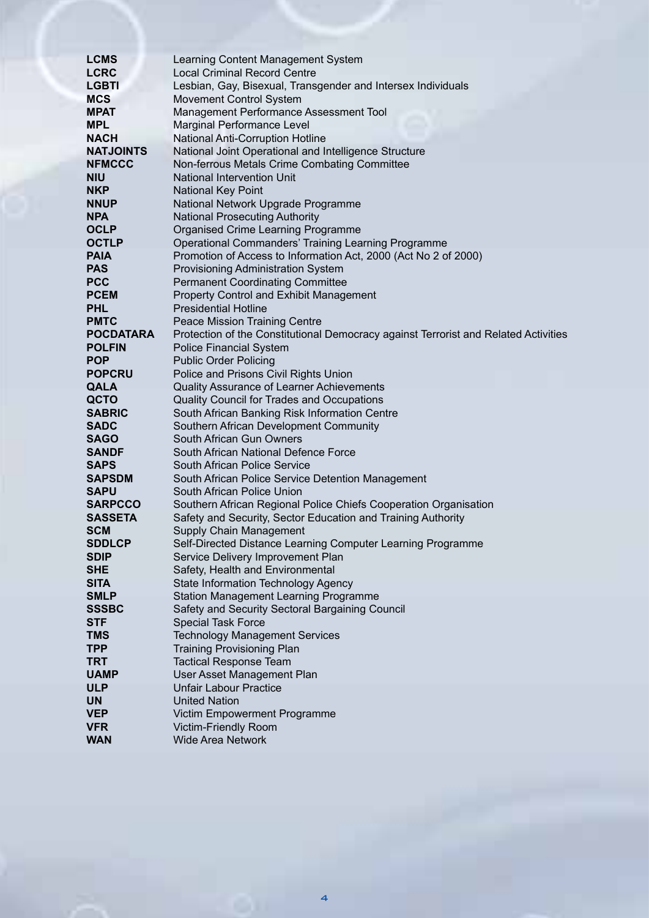| | |
|---|---|
| **LCMS** | Learning Content Management System |
| **LCRC** | Local Criminal Record Centre |
| **LGBTI** | Lesbian, Gay, Bisexual, Transgender and Intersex Individuals |
| **MCS** | Movement Control System |
| **MPAT** | Management Performance Assessment Tool |
| **MPL** | Marginal Performance Level |
| **NACH** | National Anti-Corruption Hotline |
| **NATJOINTS** | National Joint Operational and Intelligence Structure |
| **NFMCCC** | Non-ferrous Metals Crime Combating Committee |
| **NIU** | National Intervention Unit |
| **NKP** | National Key Point |
| **NNUP** | National Network Upgrade Programme |
| **NPA** | National Prosecuting Authority |
| **OCLP** | Organised Crime Learning Programme |
| **OCTLP** | Operational Commanders' Training Learning Programme |
| **PAIA** | Promotion of Access to Information Act, 2000 (Act No 2 of 2000) |
| **PAS** | Provisioning Administration System |
| **PCC** | Permanent Coordinating Committee |
| **PCEM** | Property Control and Exhibit Management |
| **PHL** | Presidential Hotline |
| **PMTC** | Peace Mission Training Centre |
| **POCDATARA** | Protection of the Constitutional Democracy against Terrorist and Related Activities |
| **POLFIN** | Police Financial System |
| **POP** | Public Order Policing |
| **POPCRU** | Police and Prisons Civil Rights Union |
| **QALA** | Quality Assurance of Learner Achievements |
| **QCTO** | Quality Council for Trades and Occupations |
| **SABRIC** | South African Banking Risk Information Centre |
| **SADC** | Southern African Development Community |
| **SAGO** | South African Gun Owners |
| **SANDF** | South African National Defence Force |
| **SAPS** | South African Police Service |
| **SAPSDM** | South African Police Service Detention Management |
| **SAPU** | South African Police Union |
| **SARPCCO** | Southern African Regional Police Chiefs Cooperation Organisation |
| **SASSETA** | Safety and Security, Sector Education and Training Authority |
| **SCM** | Supply Chain Management |
| **SDDLCP** | Self-Directed Distance Learning Computer Learning Programme |
| **SDIP** | Service Delivery Improvement Plan |
| **SHE** | Safety, Health and Environmental |
| **SITA** | State Information Technology Agency |
| **SMLP** | Station Management Learning Programme |
| **SSSBC** | Safety and Security Sectoral Bargaining Council |
| **STF** | Special Task Force |
| **TMS** | Technology Management Services |
| **TPP** | Training Provisioning Plan |
| **TRT** | Tactical Response Team |
| **UAMP** | User Asset Management Plan |
| **ULP** | Unfair Labour Practice |
| **UN** | United Nation |
| **VEP** | Victim Empowerment Programme |
| **VFR** | Victim-Friendly Room |
| **WAN** | Wide Area Network |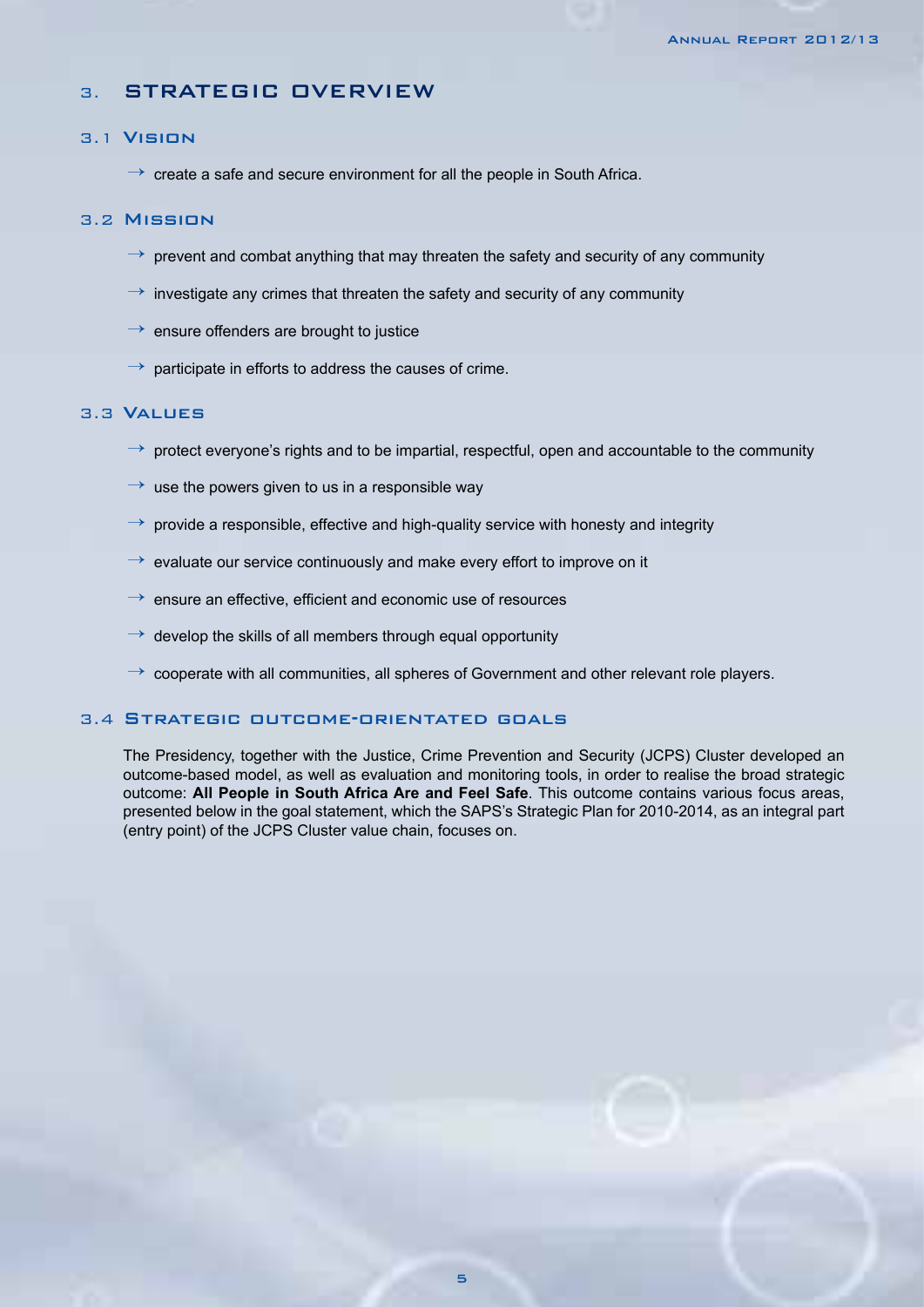# 3. STRATEGIC OVERVIEW

## 3.1 Vision

- create a safe and secure environment for all the people in South Africa.

## 3.2 Mission

- prevent and combat anything that may threaten the safety and security of any community
- investigate any crimes that threaten the safety and security of any community
- ensure offenders are brought to justice
- participate in efforts to address the causes of crime.

## 3.3 Values

- protect everyone's rights and to be impartial, respectful, open and accountable to the community
- use the powers given to us in a responsible way
- provide a responsible, effective and high-quality service with honesty and integrity
- evaluate our service continuously and make every effort to improve on it
- ensure an effective, efficient and economic use of resources
- develop the skills of all members through equal opportunity
- cooperate with all communities, all spheres of Government and other relevant role players.

## 3.4 Strategic outcome-orientated goals

The Presidency, together with the Justice, Crime Prevention and Security (JCPS) Cluster developed an outcome-based model, as well as evaluation and monitoring tools, in order to realise the broad strategic outcome: **All People in South Africa Are and Feel Safe**. This outcome contains various focus areas, presented below in the goal statement, which the SAPS's Strategic Plan for 2010-2014, as an integral part (entry point) of the JCPS Cluster value chain, focuses on.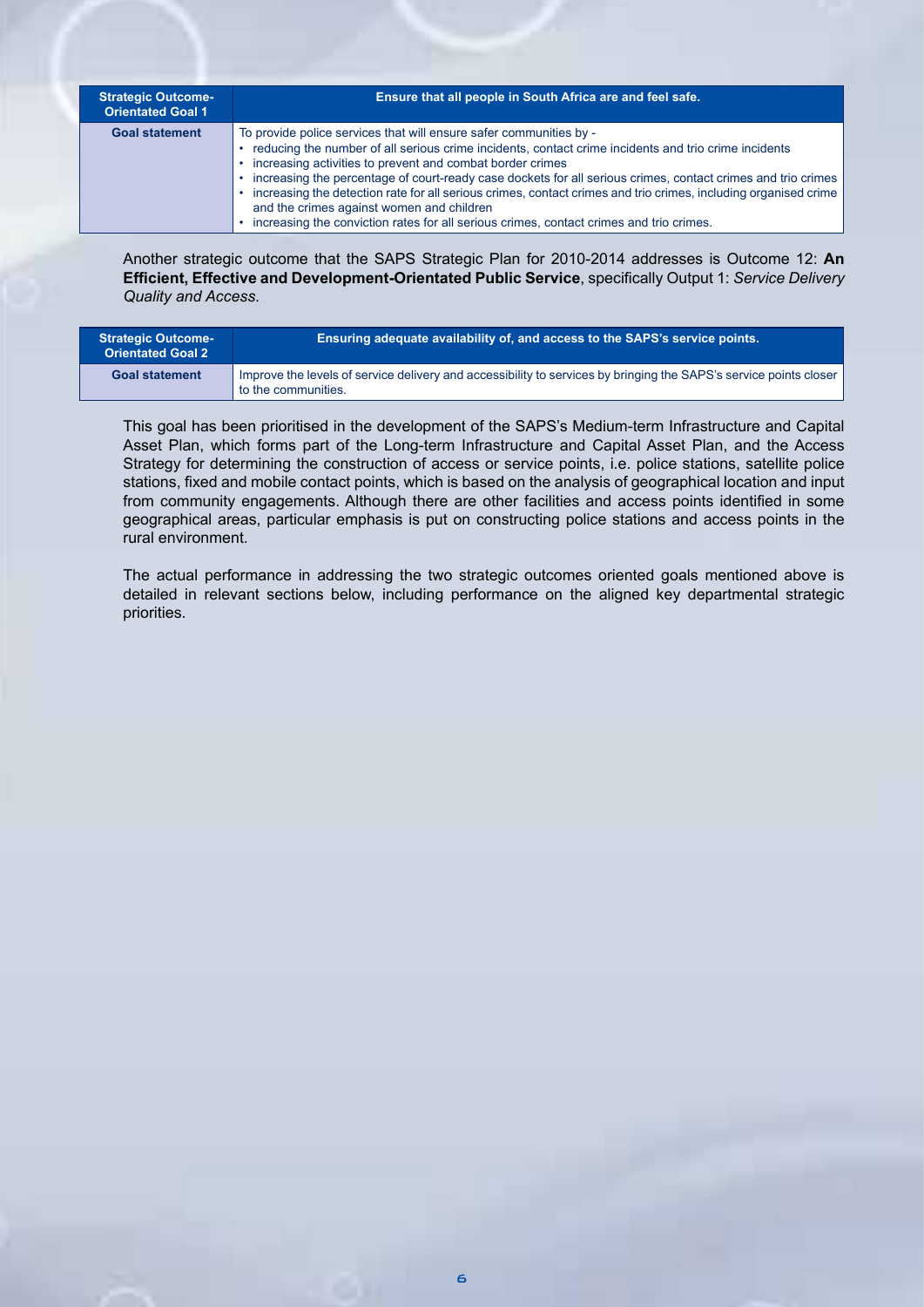| Strategic Outcome-Orientated Goal 1 | Ensure that all people in South Africa are and feel safe. |
|---|---|
| Goal statement | To provide police services that will ensure safer communities by -<br>• reducing the number of all serious crime incidents, contact crime incidents and trio crime incidents<br>• increasing activities to prevent and combat border crimes<br>• increasing the percentage of court-ready case dockets for all serious crimes, contact crimes and trio crimes<br>• increasing the detection rate for all serious crimes, contact crimes and trio crimes, including organised crime and the crimes against women and children<br>• increasing the conviction rates for all serious crimes, contact crimes and trio crimes. |

Another strategic outcome that the SAPS Strategic Plan for 2010-2014 addresses is Outcome 12: **An Efficient, Effective and Development-Orientated Public Service**, specifically Output 1: *Service Delivery Quality and Access*.

| Strategic Outcome-Orientated Goal 2 | Ensuring adequate availability of, and access to the SAPS's service points. |
|---|---|
| Goal statement | Improve the levels of service delivery and accessibility to services by bringing the SAPS's service points closer to the communities. |

This goal has been prioritised in the development of the SAPS's Medium-term Infrastructure and Capital Asset Plan, which forms part of the Long-term Infrastructure and Capital Asset Plan, and the Access Strategy for determining the construction of access or service points, i.e. police stations, satellite police stations, fixed and mobile contact points, which is based on the analysis of geographical location and input from community engagements. Although there are other facilities and access points identified in some geographical areas, particular emphasis is put on constructing police stations and access points in the rural environment.

The actual performance in addressing the two strategic outcomes oriented goals mentioned above is detailed in relevant sections below, including performance on the aligned key departmental strategic priorities.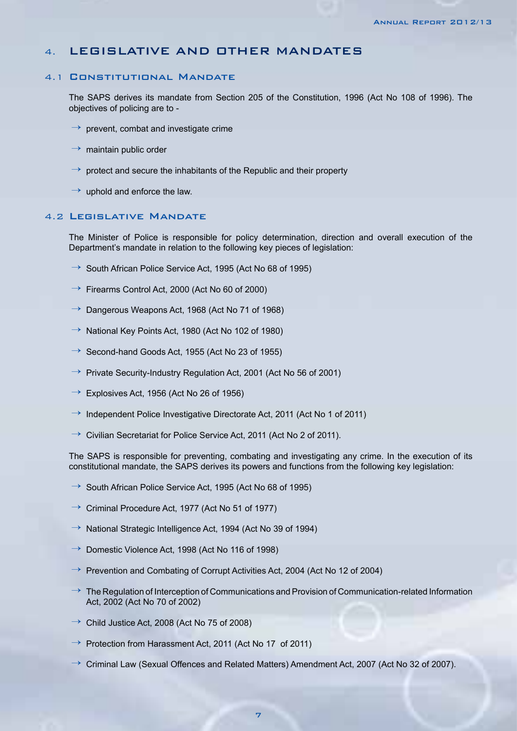## 4. LEGISLATIVE AND OTHER MANDATES

### 4.1 Constitutional Mandate

The SAPS derives its mandate from Section 205 of the Constitution, 1996 (Act No 108 of 1996). The objectives of policing are to -

- prevent, combat and investigate crime
- maintain public order
- protect and secure the inhabitants of the Republic and their property
- uphold and enforce the law.

### 4.2 Legislative Mandate

The Minister of Police is responsible for policy determination, direction and overall execution of the Department's mandate in relation to the following key pieces of legislation:

- South African Police Service Act, 1995 (Act No 68 of 1995)
- Firearms Control Act, 2000 (Act No 60 of 2000)
- Dangerous Weapons Act, 1968 (Act No 71 of 1968)
- National Key Points Act, 1980 (Act No 102 of 1980)
- Second-hand Goods Act, 1955 (Act No 23 of 1955)
- Private Security-Industry Regulation Act, 2001 (Act No 56 of 2001)
- Explosives Act, 1956 (Act No 26 of 1956)
- Independent Police Investigative Directorate Act, 2011 (Act No 1 of 2011)
- Civilian Secretariat for Police Service Act, 2011 (Act No 2 of 2011).

The SAPS is responsible for preventing, combating and investigating any crime. In the execution of its constitutional mandate, the SAPS derives its powers and functions from the following key legislation:

- South African Police Service Act, 1995 (Act No 68 of 1995)
- Criminal Procedure Act, 1977 (Act No 51 of 1977)
- National Strategic Intelligence Act, 1994 (Act No 39 of 1994)
- Domestic Violence Act, 1998 (Act No 116 of 1998)
- Prevention and Combating of Corrupt Activities Act, 2004 (Act No 12 of 2004)
- The Regulation of Interception of Communications and Provision of Communication-related Information Act, 2002 (Act No 70 of 2002)
- Child Justice Act, 2008 (Act No 75 of 2008)
- Protection from Harassment Act, 2011 (Act No 17 of 2011)
- Criminal Law (Sexual Offences and Related Matters) Amendment Act, 2007 (Act No 32 of 2007).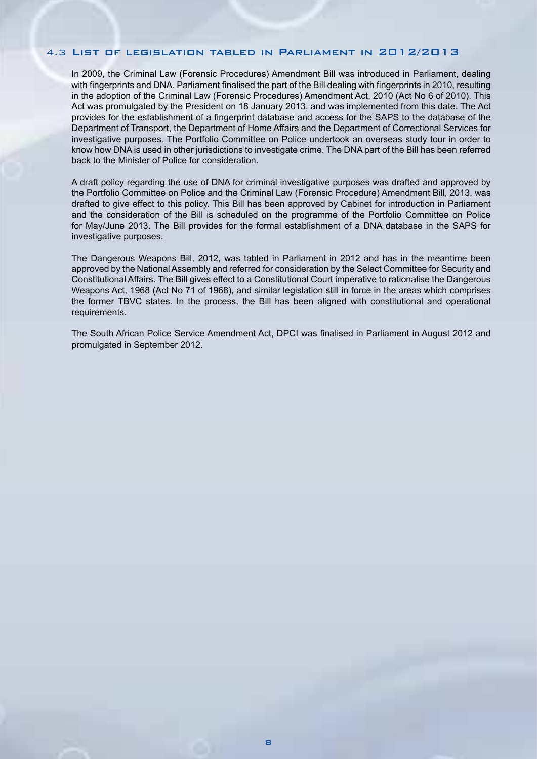## 4.3 List of legislation tabled in Parliament in 2012/2013

In 2009, the Criminal Law (Forensic Procedures) Amendment Bill was introduced in Parliament, dealing with fingerprints and DNA. Parliament finalised the part of the Bill dealing with fingerprints in 2010, resulting in the adoption of the Criminal Law (Forensic Procedures) Amendment Act, 2010 (Act No 6 of 2010). This Act was promulgated by the President on 18 January 2013, and was implemented from this date. The Act provides for the establishment of a fingerprint database and access for the SAPS to the database of the Department of Transport, the Department of Home Affairs and the Department of Correctional Services for investigative purposes. The Portfolio Committee on Police undertook an overseas study tour in order to know how DNA is used in other jurisdictions to investigate crime. The DNA part of the Bill has been referred back to the Minister of Police for consideration.

A draft policy regarding the use of DNA for criminal investigative purposes was drafted and approved by the Portfolio Committee on Police and the Criminal Law (Forensic Procedure) Amendment Bill, 2013, was drafted to give effect to this policy. This Bill has been approved by Cabinet for introduction in Parliament and the consideration of the Bill is scheduled on the programme of the Portfolio Committee on Police for May/June 2013. The Bill provides for the formal establishment of a DNA database in the SAPS for investigative purposes.

The Dangerous Weapons Bill, 2012, was tabled in Parliament in 2012 and has in the meantime been approved by the National Assembly and referred for consideration by the Select Committee for Security and Constitutional Affairs. The Bill gives effect to a Constitutional Court imperative to rationalise the Dangerous Weapons Act, 1968 (Act No 71 of 1968), and similar legislation still in force in the areas which comprises the former TBVC states. In the process, the Bill has been aligned with constitutional and operational requirements.

The South African Police Service Amendment Act, DPCI was finalised in Parliament in August 2012 and promulgated in September 2012.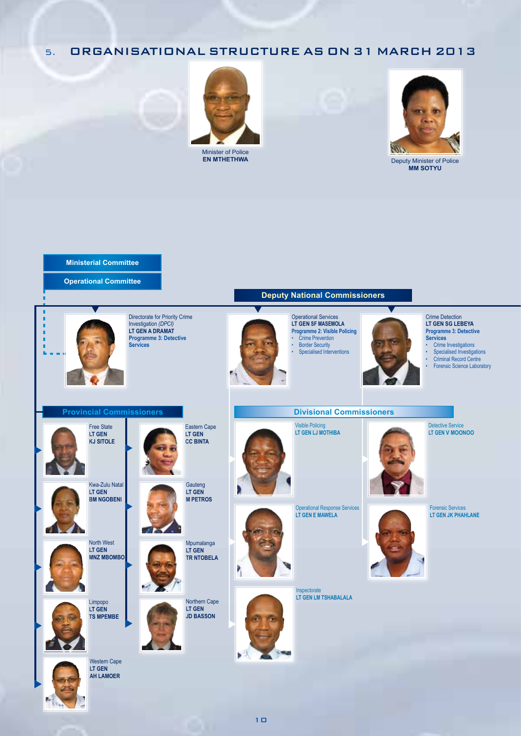# 5. ORGANISATIONAL STRUCTURE AS ON 31 MARCH 2013

Minister of Police
**EN MTHETHWA**

Deputy Minister of Police
**MM SOTYU**

**Ministerial Committee**

**Operational Committee**

Directorate for Priority Crime Investigation *(DPCI)*
**LT GEN A DRAMAT**
**Programme 3: Detective Services**

## Deputy National Commissioners

Operational Services
**LT GEN SF MASEMOLA**
**Programme 2: Visible Policing**
- Crime Prevention
- Border Security
- Specialised Interventions

Crime Detection
**LT GEN SG LEBEYA**
**Programme 3: Detective Services**
- Crime Investigations
- Specialised Investigations
- Criminal Record Centre
- Forensic Science Laboratory

## Provincial Commissioners

Free State
**LT GEN**
**KJ SITOLE**

Eastern Cape
**LT GEN**
**CC BINTA**

Kwa-Zulu Natal
**LT GEN**
**BM NGOBENI**

Gauteng
**LT GEN**
**M PETROS**

North West
**LT GEN**
**MNZ MBOMBO**

Mpumalanga
**LT GEN**
**TR NTOBELA**

Limpopo
**LT GEN**
**TS MPEMBE**

Northern Cape
**LT GEN**
**JD BASSON**

Western Cape
**LT GEN**
**AH LAMOER**

## Divisional Commissioners

Visible Policing
**LT GEN LJ MOTHIBA**

Detective Service
**LT GEN V MOONOO**

Operational Response Services
**LT GEN E MAWELA**

Forensic Services
**LT GEN JK PHAHLANE**

Inspectorate
**LT GEN LM TSHABALALA**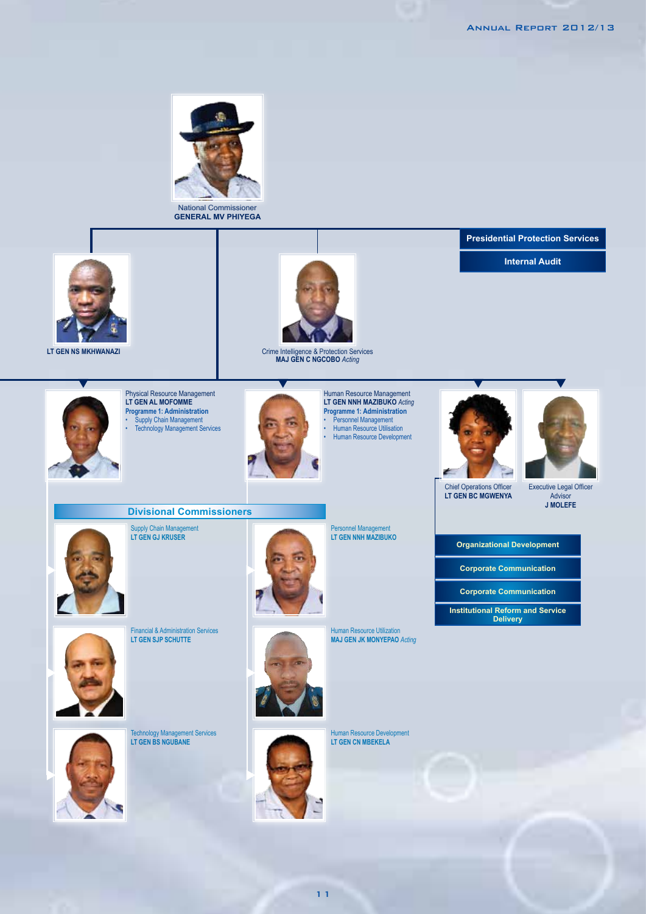National Commissioner
**GENERAL MV PHIYEGA**

**Presidential Protection Services**

**Internal Audit**

**LT GEN NS MKHWANAZI**

Crime Intelligence & Protection Services
**MAJ GEN C NGCOBO** *Acting*

Physical Resource Management
**LT GEN AL MOFOMME**
**Programme 1: Administration**
- Supply Chain Management
- Technology Management Services

Human Resource Management
**LT GEN NNH MAZIBUKO** *Acting*
**Programme 1: Administration**
- Personnel Management
- Human Resource Utilisation
- Human Resource Development

Chief Operations Officer
**LT GEN BC MGWENYA**

Executive Legal Officer
Advisor
**J MOLEFE**

**Organizational Development**

**Corporate Communication**

**Corporate Communication**

**Institutional Reform and Service Delivery**

## Divisional Commissioners

Supply Chain Management
**LT GEN GJ KRUSER**

Financial & Administration Services
**LT GEN SJP SCHUTTE**

Technology Management Services
**LT GEN BS NGUBANE**

Personnel Management
**LT GEN NNH MAZIBUKO**

Human Resource Utilization
**MAJ GEN JK MONYEPAO** *Acting*

Human Resource Development
**LT GEN CN MBEKELA**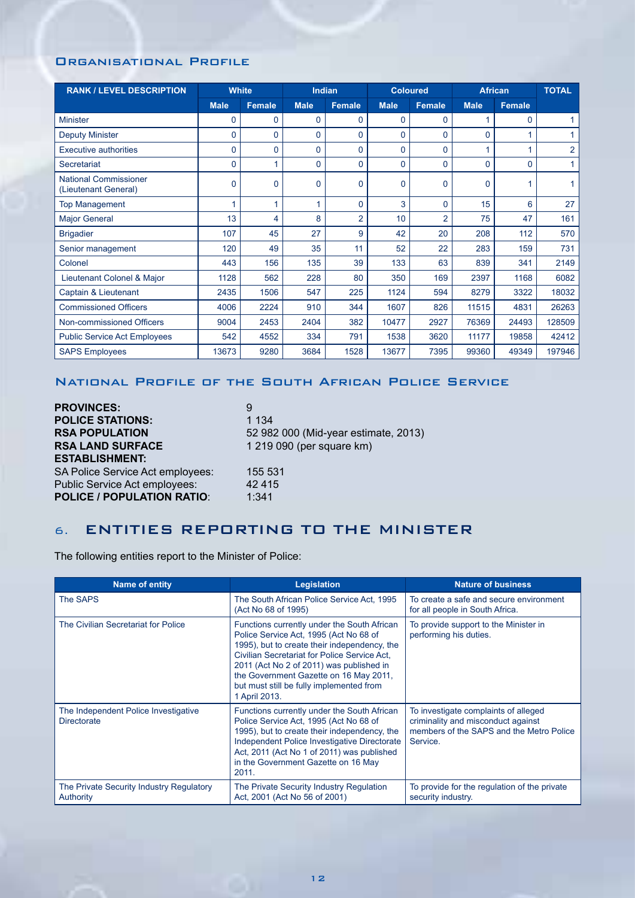## Organisational Profile

| RANK / LEVEL DESCRIPTION | White | | Indian | | Coloured | | African | | TOTAL |
|---|---|---|---|---|---|---|---|---|---|
| | Male | Female | Male | Female | Male | Female | Male | Female | |
| Minister | 0 | 0 | 0 | 0 | 0 | 0 | 1 | 0 | 1 |
| Deputy Minister | 0 | 0 | 0 | 0 | 0 | 0 | 0 | 1 | 1 |
| Executive authorities | 0 | 0 | 0 | 0 | 0 | 0 | 1 | 1 | 2 |
| Secretariat | 0 | 1 | 0 | 0 | 0 | 0 | 0 | 0 | 1 |
| National Commissioner (Lieutenant General) | 0 | 0 | 0 | 0 | 0 | 0 | 0 | 1 | 1 |
| Top Management | 1 | 1 | 1 | 0 | 3 | 0 | 15 | 6 | 27 |
| Major General | 13 | 4 | 8 | 2 | 10 | 2 | 75 | 47 | 161 |
| Brigadier | 107 | 45 | 27 | 9 | 42 | 20 | 208 | 112 | 570 |
| Senior management | 120 | 49 | 35 | 11 | 52 | 22 | 283 | 159 | 731 |
| Colonel | 443 | 156 | 135 | 39 | 133 | 63 | 839 | 341 | 2149 |
| Lieutenant Colonel & Major | 1128 | 562 | 228 | 80 | 350 | 169 | 2397 | 1168 | 6082 |
| Captain & Lieutenant | 2435 | 1506 | 547 | 225 | 1124 | 594 | 8279 | 3322 | 18032 |
| Commissioned Officers | 4006 | 2224 | 910 | 344 | 1607 | 826 | 11515 | 4831 | 26263 |
| Non-commissioned Officers | 9004 | 2453 | 2404 | 382 | 10477 | 2927 | 76369 | 24493 | 128509 |
| Public Service Act Employees | 542 | 4552 | 334 | 791 | 1538 | 3620 | 11177 | 19858 | 42412 |
| SAPS Employees | 13673 | 9280 | 3684 | 1528 | 13677 | 7395 | 99360 | 49349 | 197946 |

## National Profile of the South African Police Service

**PROVINCES:** 9
**POLICE STATIONS:** 1 134
**RSA POPULATION** 52 982 000 (Mid-year estimate, 2013)
**RSA LAND SURFACE** 1 219 090 (per square km)
**ESTABLISHMENT:**
SA Police Service Act employees: 155 531
Public Service Act employees: 42 415
**POLICE / POPULATION RATIO**: 1:341

## 6. ENTITIES REPORTING TO THE MINISTER

The following entities report to the Minister of Police:

| Name of entity | Legislation | Nature of business |
|---|---|---|
| The SAPS | The South African Police Service Act, 1995 (Act No 68 of 1995) | To create a safe and secure environment for all people in South Africa. |
| The Civilian Secretariat for Police | Functions currently under the South African Police Service Act, 1995 (Act No 68 of 1995), but to create their independency, the Civilian Secretariat for Police Service Act, 2011 (Act No 2 of 2011) was published in the Government Gazette on 16 May 2011, but must still be fully implemented from 1 April 2013. | To provide support to the Minister in performing his duties. |
| The Independent Police Investigative Directorate | Functions currently under the South African Police Service Act, 1995 (Act No 68 of 1995), but to create their independency, the Independent Police Investigative Directorate Act, 2011 (Act No 1 of 2011) was published in the Government Gazette on 16 May 2011. | To investigate complaints of alleged criminality and misconduct against members of the SAPS and the Metro Police Service. |
| The Private Security Industry Regulatory Authority | The Private Security Industry Regulation Act, 2001 (Act No 56 of 2001) | To provide for the regulation of the private security industry. |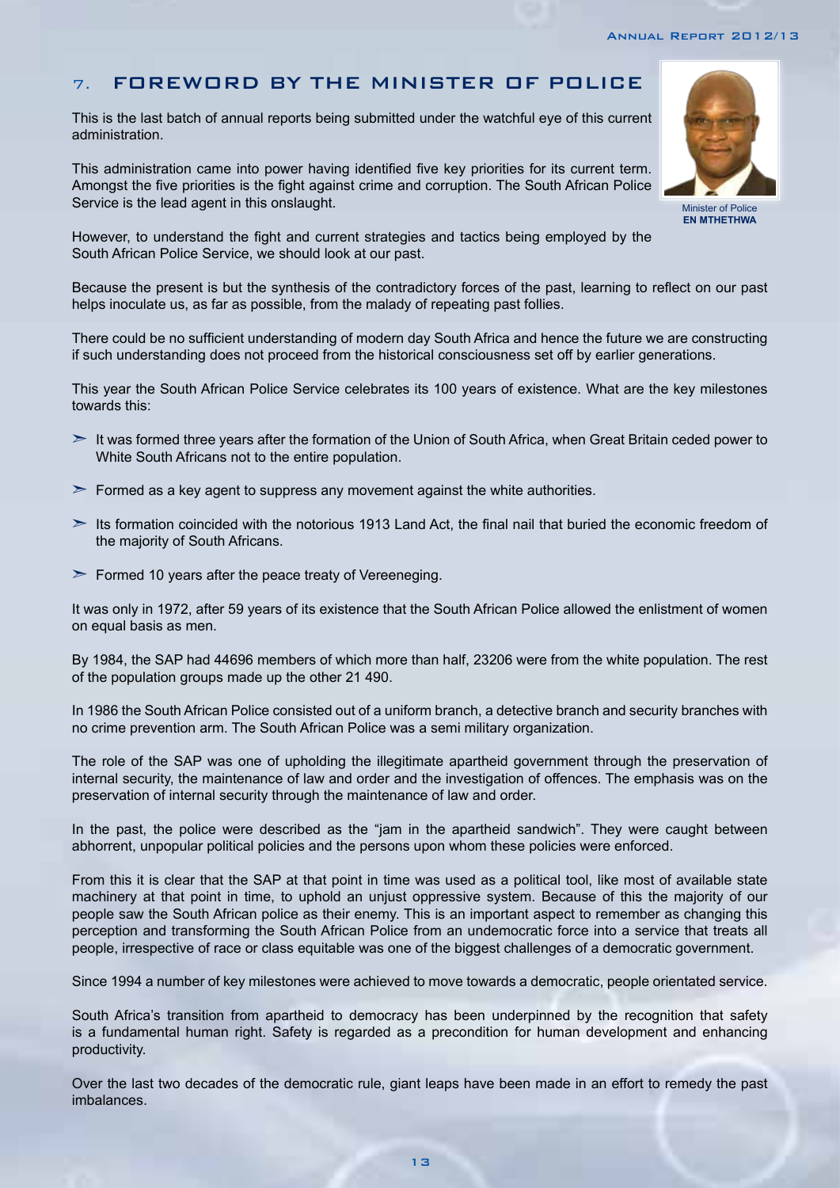## 7. FOREWORD BY THE MINISTER OF POLICE

This is the last batch of annual reports being submitted under the watchful eye of this current administration.

This administration came into power having identified five key priorities for its current term. Amongst the five priorities is the fight against crime and corruption. The South African Police Service is the lead agent in this onslaught.

Minister of Police
**EN MTHETHWA**

However, to understand the fight and current strategies and tactics being employed by the South African Police Service, we should look at our past.

Because the present is but the synthesis of the contradictory forces of the past, learning to reflect on our past helps inoculate us, as far as possible, from the malady of repeating past follies.

There could be no sufficient understanding of modern day South Africa and hence the future we are constructing if such understanding does not proceed from the historical consciousness set off by earlier generations.

This year the South African Police Service celebrates its 100 years of existence. What are the key milestones towards this:

- It was formed three years after the formation of the Union of South Africa, when Great Britain ceded power to White South Africans not to the entire population.
- Formed as a key agent to suppress any movement against the white authorities.
- Its formation coincided with the notorious 1913 Land Act, the final nail that buried the economic freedom of the majority of South Africans.
- Formed 10 years after the peace treaty of Vereeneging.

It was only in 1972, after 59 years of its existence that the South African Police allowed the enlistment of women on equal basis as men.

By 1984, the SAP had 44696 members of which more than half, 23206 were from the white population. The rest of the population groups made up the other 21 490.

In 1986 the South African Police consisted out of a uniform branch, a detective branch and security branches with no crime prevention arm. The South African Police was a semi military organization.

The role of the SAP was one of upholding the illegitimate apartheid government through the preservation of internal security, the maintenance of law and order and the investigation of offences. The emphasis was on the preservation of internal security through the maintenance of law and order.

In the past, the police were described as the "jam in the apartheid sandwich". They were caught between abhorrent, unpopular political policies and the persons upon whom these policies were enforced.

From this it is clear that the SAP at that point in time was used as a political tool, like most of available state machinery at that point in time, to uphold an unjust oppressive system. Because of this the majority of our people saw the South African police as their enemy. This is an important aspect to remember as changing this perception and transforming the South African Police from an undemocratic force into a service that treats all people, irrespective of race or class equitable was one of the biggest challenges of a democratic government.

Since 1994 a number of key milestones were achieved to move towards a democratic, people orientated service.

South Africa's transition from apartheid to democracy has been underpinned by the recognition that safety is a fundamental human right. Safety is regarded as a precondition for human development and enhancing productivity.

Over the last two decades of the democratic rule, giant leaps have been made in an effort to remedy the past imbalances.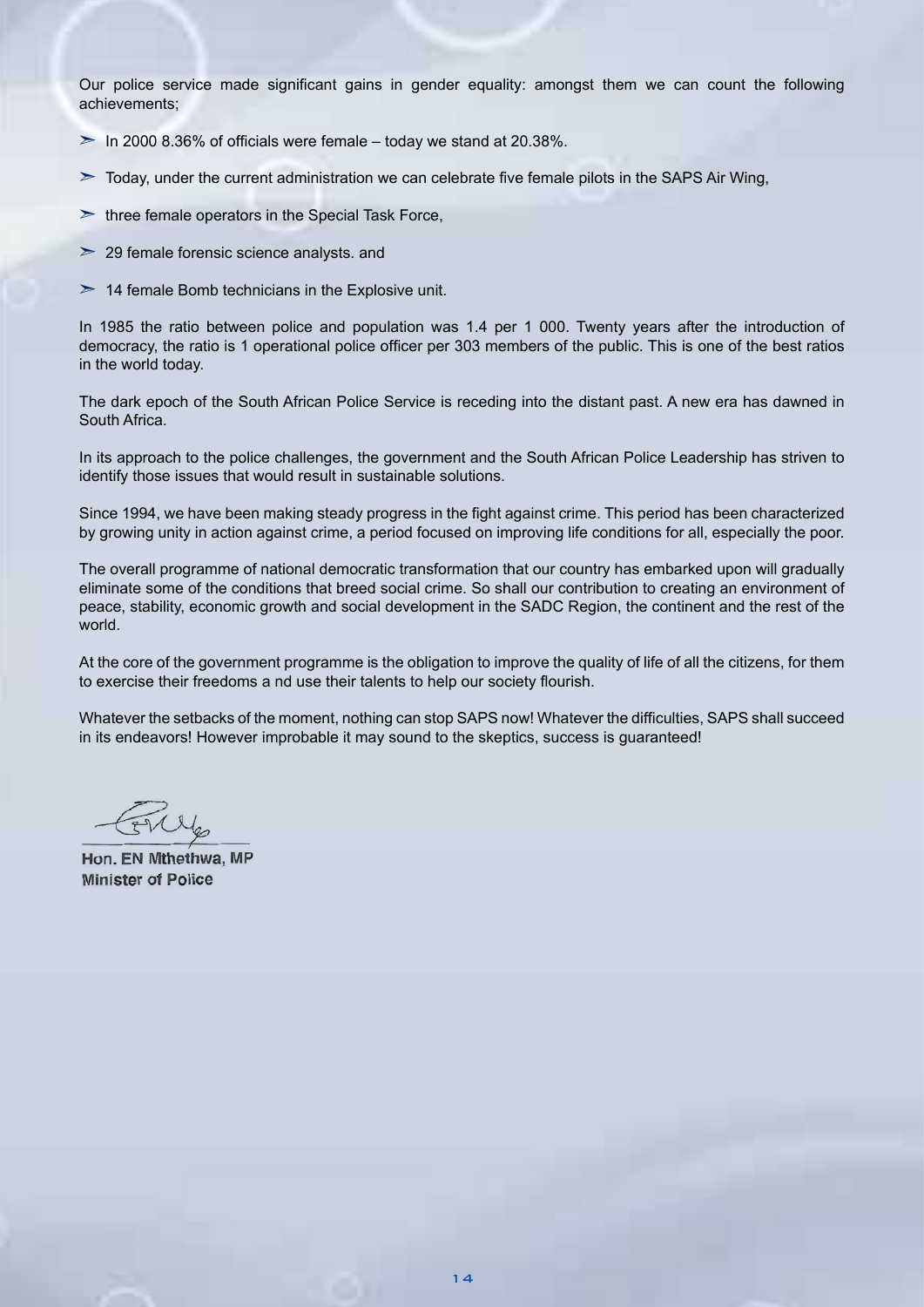Our police service made significant gains in gender equality: amongst them we can count the following achievements;

- In 2000 8.36% of officials were female – today we stand at 20.38%.
- Today, under the current administration we can celebrate five female pilots in the SAPS Air Wing,
- three female operators in the Special Task Force,
- 29 female forensic science analysts. and
- 14 female Bomb technicians in the Explosive unit.

In 1985 the ratio between police and population was 1.4 per 1 000. Twenty years after the introduction of democracy, the ratio is 1 operational police officer per 303 members of the public. This is one of the best ratios in the world today.

The dark epoch of the South African Police Service is receding into the distant past. A new era has dawned in South Africa.

In its approach to the police challenges, the government and the South African Police Leadership has striven to identify those issues that would result in sustainable solutions.

Since 1994, we have been making steady progress in the fight against crime. This period has been characterized by growing unity in action against crime, a period focused on improving life conditions for all, especially the poor.

The overall programme of national democratic transformation that our country has embarked upon will gradually eliminate some of the conditions that breed social crime. So shall our contribution to creating an environment of peace, stability, economic growth and social development in the SADC Region, the continent and the rest of the world.

At the core of the government programme is the obligation to improve the quality of life of all the citizens, for them to exercise their freedoms a nd use their talents to help our society flourish.

Whatever the setbacks of the moment, nothing can stop SAPS now! Whatever the difficulties, SAPS shall succeed in its endeavors! However improbable it may sound to the skeptics, success is guaranteed!

**Hon. EN Mthethwa, MP**
**Minister of Police**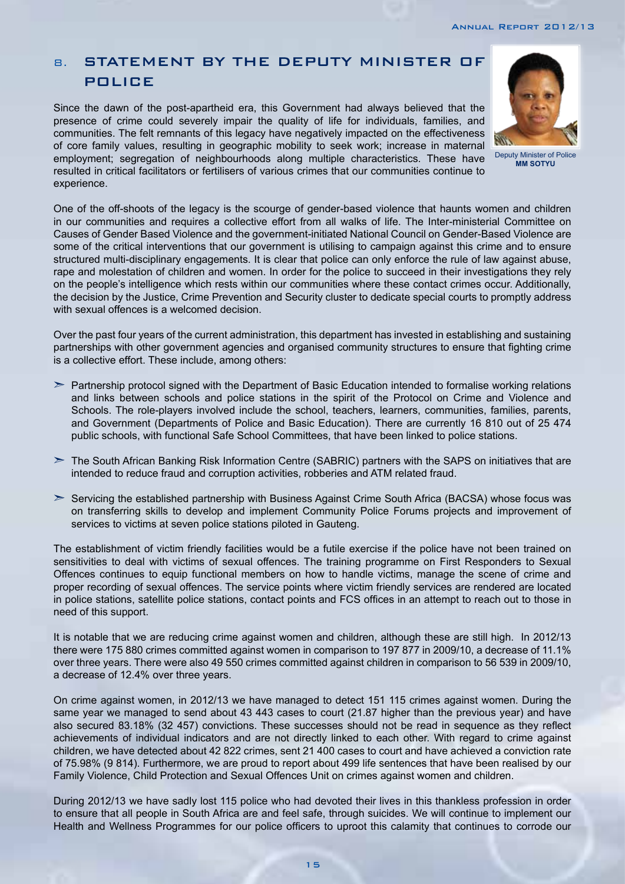## 8. STATEMENT BY THE DEPUTY MINISTER OF POLICE

Deputy Minister of Police
**MM SOTYU**

Since the dawn of the post-apartheid era, this Government had always believed that the presence of crime could severely impair the quality of life for individuals, families, and communities. The felt remnants of this legacy have negatively impacted on the effectiveness of core family values, resulting in geographic mobility to seek work; increase in maternal employment; segregation of neighbourhoods along multiple characteristics. These have resulted in critical facilitators or fertilisers of various crimes that our communities continue to experience.

One of the off-shoots of the legacy is the scourge of gender-based violence that haunts women and children in our communities and requires a collective effort from all walks of life. The Inter-ministerial Committee on Causes of Gender Based Violence and the government-initiated National Council on Gender-Based Violence are some of the critical interventions that our government is utilising to campaign against this crime and to ensure structured multi-disciplinary engagements. It is clear that police can only enforce the rule of law against abuse, rape and molestation of children and women. In order for the police to succeed in their investigations they rely on the people's intelligence which rests within our communities where these contact crimes occur. Additionally, the decision by the Justice, Crime Prevention and Security cluster to dedicate special courts to promptly address with sexual offences is a welcomed decision.

Over the past four years of the current administration, this department has invested in establishing and sustaining partnerships with other government agencies and organised community structures to ensure that fighting crime is a collective effort. These include, among others:

- Partnership protocol signed with the Department of Basic Education intended to formalise working relations and links between schools and police stations in the spirit of the Protocol on Crime and Violence and Schools. The role-players involved include the school, teachers, learners, communities, families, parents, and Government (Departments of Police and Basic Education). There are currently 16 810 out of 25 474 public schools, with functional Safe School Committees, that have been linked to police stations.
- The South African Banking Risk Information Centre (SABRIC) partners with the SAPS on initiatives that are intended to reduce fraud and corruption activities, robberies and ATM related fraud.
- Servicing the established partnership with Business Against Crime South Africa (BACSA) whose focus was on transferring skills to develop and implement Community Police Forums projects and improvement of services to victims at seven police stations piloted in Gauteng.

The establishment of victim friendly facilities would be a futile exercise if the police have not been trained on sensitivities to deal with victims of sexual offences. The training programme on First Responders to Sexual Offences continues to equip functional members on how to handle victims, manage the scene of crime and proper recording of sexual offences. The service points where victim friendly services are rendered are located in police stations, satellite police stations, contact points and FCS offices in an attempt to reach out to those in need of this support.

It is notable that we are reducing crime against women and children, although these are still high. In 2012/13 there were 175 880 crimes committed against women in comparison to 197 877 in 2009/10, a decrease of 11.1% over three years. There were also 49 550 crimes committed against children in comparison to 56 539 in 2009/10, a decrease of 12.4% over three years.

On crime against women, in 2012/13 we have managed to detect 151 115 crimes against women. During the same year we managed to send about 43 443 cases to court (21.87 higher than the previous year) and have also secured 83.18% (32 457) convictions. These successes should not be read in sequence as they reflect achievements of individual indicators and are not directly linked to each other. With regard to crime against children, we have detected about 42 822 crimes, sent 21 400 cases to court and have achieved a conviction rate of 75.98% (9 814). Furthermore, we are proud to report about 499 life sentences that have been realised by our Family Violence, Child Protection and Sexual Offences Unit on crimes against women and children.

During 2012/13 we have sadly lost 115 police who had devoted their lives in this thankless profession in order to ensure that all people in South Africa are and feel safe, through suicides. We will continue to implement our Health and Wellness Programmes for our police officers to uproot this calamity that continues to corrode our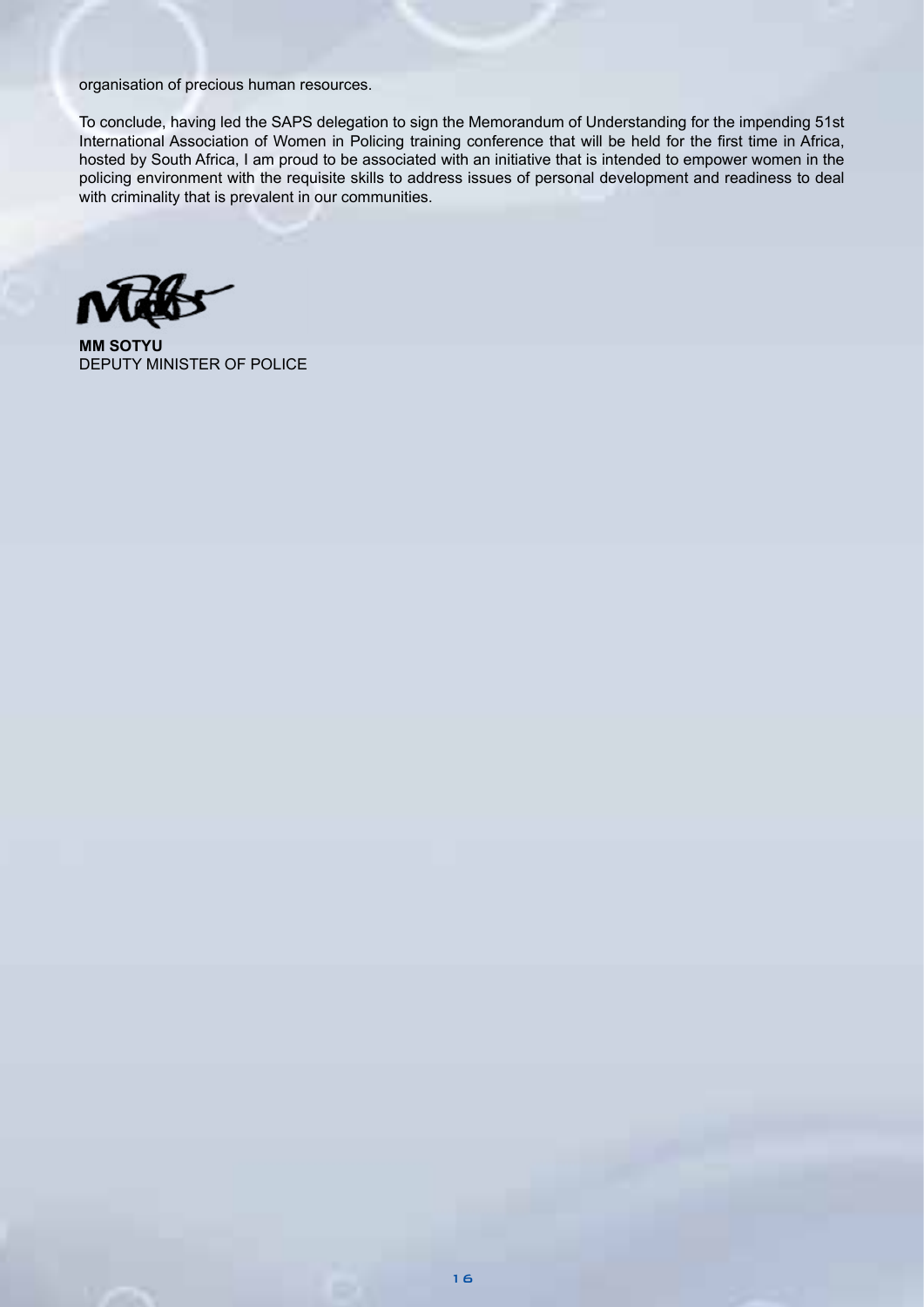organisation of precious human resources.

To conclude, having led the SAPS delegation to sign the Memorandum of Understanding for the impending 51st International Association of Women in Policing training conference that will be held for the first time in Africa, hosted by South Africa, I am proud to be associated with an initiative that is intended to empower women in the policing environment with the requisite skills to address issues of personal development and readiness to deal with criminality that is prevalent in our communities.

**MM SOTYU**
DEPUTY MINISTER OF POLICE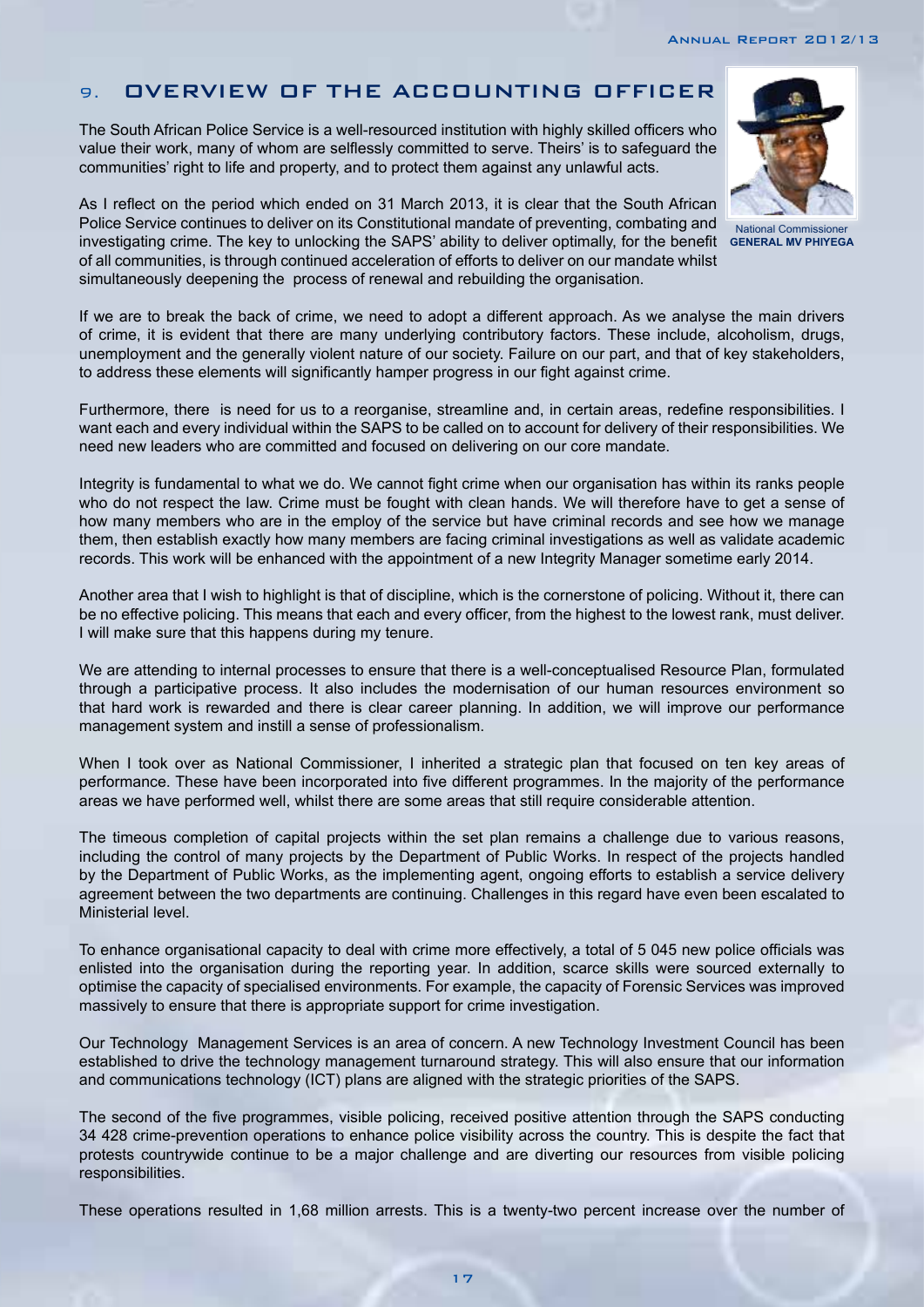## 9. OVERVIEW OF THE ACCOUNTING OFFICER

The South African Police Service is a well-resourced institution with highly skilled officers who value their work, many of whom are selflessly committed to serve. Theirs' is to safeguard the communities' right to life and property, and to protect them against any unlawful acts.

National Commissioner
**GENERAL MV PHIYEGA**

As I reflect on the period which ended on 31 March 2013, it is clear that the South African Police Service continues to deliver on its Constitutional mandate of preventing, combating and investigating crime. The key to unlocking the SAPS' ability to deliver optimally, for the benefit of all communities, is through continued acceleration of efforts to deliver on our mandate whilst simultaneously deepening the process of renewal and rebuilding the organisation.

If we are to break the back of crime, we need to adopt a different approach. As we analyse the main drivers of crime, it is evident that there are many underlying contributory factors. These include, alcoholism, drugs, unemployment and the generally violent nature of our society. Failure on our part, and that of key stakeholders, to address these elements will significantly hamper progress in our fight against crime.

Furthermore, there is need for us to a reorganise, streamline and, in certain areas, redefine responsibilities. I want each and every individual within the SAPS to be called on to account for delivery of their responsibilities. We need new leaders who are committed and focused on delivering on our core mandate.

Integrity is fundamental to what we do. We cannot fight crime when our organisation has within its ranks people who do not respect the law. Crime must be fought with clean hands. We will therefore have to get a sense of how many members who are in the employ of the service but have criminal records and see how we manage them, then establish exactly how many members are facing criminal investigations as well as validate academic records. This work will be enhanced with the appointment of a new Integrity Manager sometime early 2014.

Another area that I wish to highlight is that of discipline, which is the cornerstone of policing. Without it, there can be no effective policing. This means that each and every officer, from the highest to the lowest rank, must deliver. I will make sure that this happens during my tenure.

We are attending to internal processes to ensure that there is a well-conceptualised Resource Plan, formulated through a participative process. It also includes the modernisation of our human resources environment so that hard work is rewarded and there is clear career planning. In addition, we will improve our performance management system and instill a sense of professionalism.

When I took over as National Commissioner, I inherited a strategic plan that focused on ten key areas of performance. These have been incorporated into five different programmes. In the majority of the performance areas we have performed well, whilst there are some areas that still require considerable attention.

The timeous completion of capital projects within the set plan remains a challenge due to various reasons, including the control of many projects by the Department of Public Works. In respect of the projects handled by the Department of Public Works, as the implementing agent, ongoing efforts to establish a service delivery agreement between the two departments are continuing. Challenges in this regard have even been escalated to Ministerial level.

To enhance organisational capacity to deal with crime more effectively, a total of 5 045 new police officials was enlisted into the organisation during the reporting year. In addition, scarce skills were sourced externally to optimise the capacity of specialised environments. For example, the capacity of Forensic Services was improved massively to ensure that there is appropriate support for crime investigation.

Our Technology Management Services is an area of concern. A new Technology Investment Council has been established to drive the technology management turnaround strategy. This will also ensure that our information and communications technology (ICT) plans are aligned with the strategic priorities of the SAPS.

The second of the five programmes, visible policing, received positive attention through the SAPS conducting 34 428 crime-prevention operations to enhance police visibility across the country. This is despite the fact that protests countrywide continue to be a major challenge and are diverting our resources from visible policing responsibilities.

These operations resulted in 1,68 million arrests. This is a twenty-two percent increase over the number of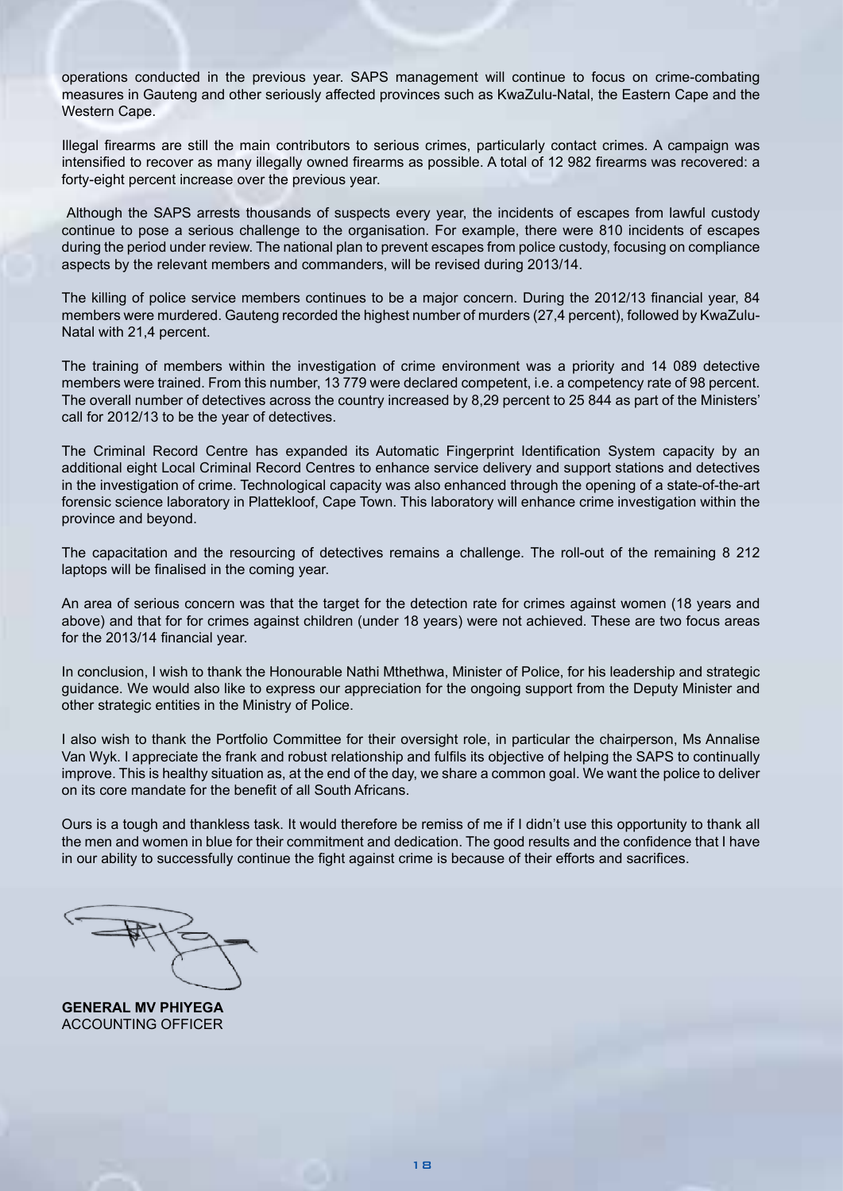operations conducted in the previous year. SAPS management will continue to focus on crime-combating measures in Gauteng and other seriously affected provinces such as KwaZulu-Natal, the Eastern Cape and the Western Cape.

Illegal firearms are still the main contributors to serious crimes, particularly contact crimes. A campaign was intensified to recover as many illegally owned firearms as possible. A total of 12 982 firearms was recovered: a forty-eight percent increase over the previous year.

Although the SAPS arrests thousands of suspects every year, the incidents of escapes from lawful custody continue to pose a serious challenge to the organisation. For example, there were 810 incidents of escapes during the period under review. The national plan to prevent escapes from police custody, focusing on compliance aspects by the relevant members and commanders, will be revised during 2013/14.

The killing of police service members continues to be a major concern. During the 2012/13 financial year, 84 members were murdered. Gauteng recorded the highest number of murders (27,4 percent), followed by KwaZulu-Natal with 21,4 percent.

The training of members within the investigation of crime environment was a priority and 14 089 detective members were trained. From this number, 13 779 were declared competent, i.e. a competency rate of 98 percent. The overall number of detectives across the country increased by 8,29 percent to 25 844 as part of the Ministers' call for 2012/13 to be the year of detectives.

The Criminal Record Centre has expanded its Automatic Fingerprint Identification System capacity by an additional eight Local Criminal Record Centres to enhance service delivery and support stations and detectives in the investigation of crime. Technological capacity was also enhanced through the opening of a state-of-the-art forensic science laboratory in Plattekloof, Cape Town. This laboratory will enhance crime investigation within the province and beyond.

The capacitation and the resourcing of detectives remains a challenge. The roll-out of the remaining 8 212 laptops will be finalised in the coming year.

An area of serious concern was that the target for the detection rate for crimes against women (18 years and above) and that for for crimes against children (under 18 years) were not achieved. These are two focus areas for the 2013/14 financial year.

In conclusion, I wish to thank the Honourable Nathi Mthethwa, Minister of Police, for his leadership and strategic guidance. We would also like to express our appreciation for the ongoing support from the Deputy Minister and other strategic entities in the Ministry of Police.

I also wish to thank the Portfolio Committee for their oversight role, in particular the chairperson, Ms Annalise Van Wyk. I appreciate the frank and robust relationship and fulfils its objective of helping the SAPS to continually improve. This is healthy situation as, at the end of the day, we share a common goal. We want the police to deliver on its core mandate for the benefit of all South Africans.

Ours is a tough and thankless task. It would therefore be remiss of me if I didn't use this opportunity to thank all the men and women in blue for their commitment and dedication. The good results and the confidence that I have in our ability to successfully continue the fight against crime is because of their efforts and sacrifices.

**GENERAL MV PHIYEGA**
ACCOUNTING OFFICER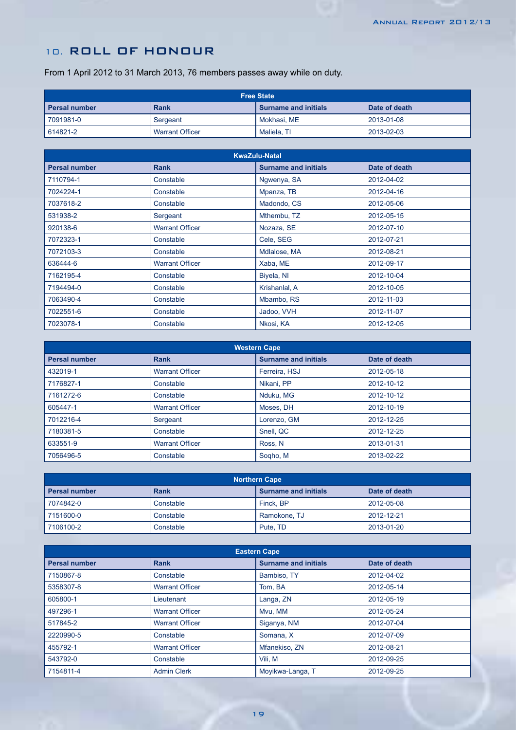## 10. ROLL OF HONOUR

From 1 April 2012 to 31 March 2013, 76 members passes away while on duty.

| Free State | | | |
|---|---|---|---|
| **Persal number** | **Rank** | **Surname and initials** | **Date of death** |
| 7091981-0 | Sergeant | Mokhasi, ME | 2013-01-08 |
| 614821-2 | Warrant Officer | Maliela, TI | 2013-02-03 |

| KwaZulu-Natal | | | |
|---|---|---|---|
| **Persal number** | **Rank** | **Surname and initials** | **Date of death** |
| 7110794-1 | Constable | Ngwenya, SA | 2012-04-02 |
| 7024224-1 | Constable | Mpanza, TB | 2012-04-16 |
| 7037618-2 | Constable | Madondo, CS | 2012-05-06 |
| 531938-2 | Sergeant | Mthembu, TZ | 2012-05-15 |
| 920138-6 | Warrant Officer | Nozaza, SE | 2012-07-10 |
| 7072323-1 | Constable | Cele, SEG | 2012-07-21 |
| 7072103-3 | Constable | Mdlalose, MA | 2012-08-21 |
| 636444-6 | Warrant Officer | Xaba, ME | 2012-09-17 |
| 7162195-4 | Constable | Biyela, NI | 2012-10-04 |
| 7194494-0 | Constable | Krishanlal, A | 2012-10-05 |
| 7063490-4 | Constable | Mbambo, RS | 2012-11-03 |
| 7022551-6 | Constable | Jadoo, VVH | 2012-11-07 |
| 7023078-1 | Constable | Nkosi, KA | 2012-12-05 |

| Western Cape | | | |
|---|---|---|---|
| **Persal number** | **Rank** | **Surname and initials** | **Date of death** |
| 432019-1 | Warrant Officer | Ferreira, HSJ | 2012-05-18 |
| 7176827-1 | Constable | Nikani, PP | 2012-10-12 |
| 7161272-6 | Constable | Nduku, MG | 2012-10-12 |
| 605447-1 | Warrant Officer | Moses, DH | 2012-10-19 |
| 7012216-4 | Sergeant | Lorenzo, GM | 2012-12-25 |
| 7180381-5 | Constable | Snell, QC | 2012-12-25 |
| 633551-9 | Warrant Officer | Ross, N | 2013-01-31 |
| 7056496-5 | Constable | Soqho, M | 2013-02-22 |

| Northern Cape | | | |
|---|---|---|---|
| **Persal number** | **Rank** | **Surname and initials** | **Date of death** |
| 7074842-0 | Constable | Finck, BP | 2012-05-08 |
| 7151600-0 | Constable | Ramokone, TJ | 2012-12-21 |
| 7106100-2 | Constable | Pute, TD | 2013-01-20 |

| Eastern Cape | | | |
|---|---|---|---|
| **Persal number** | **Rank** | **Surname and initials** | **Date of death** |
| 7150867-8 | Constable | Bambiso, TY | 2012-04-02 |
| 5358307-8 | Warrant Officer | Tom, BA | 2012-05-14 |
| 605800-1 | Lieutenant | Langa, ZN | 2012-05-19 |
| 497296-1 | Warrant Officer | Mvu, MM | 2012-05-24 |
| 517845-2 | Warrant Officer | Siganya, NM | 2012-07-04 |
| 2220990-5 | Constable | Somana, X | 2012-07-09 |
| 455792-1 | Warrant Officer | Mfanekiso, ZN | 2012-08-21 |
| 543792-0 | Constable | Vili, M | 2012-09-25 |
| 7154811-4 | Admin Clerk | Moyikwa-Langa, T | 2012-09-25 |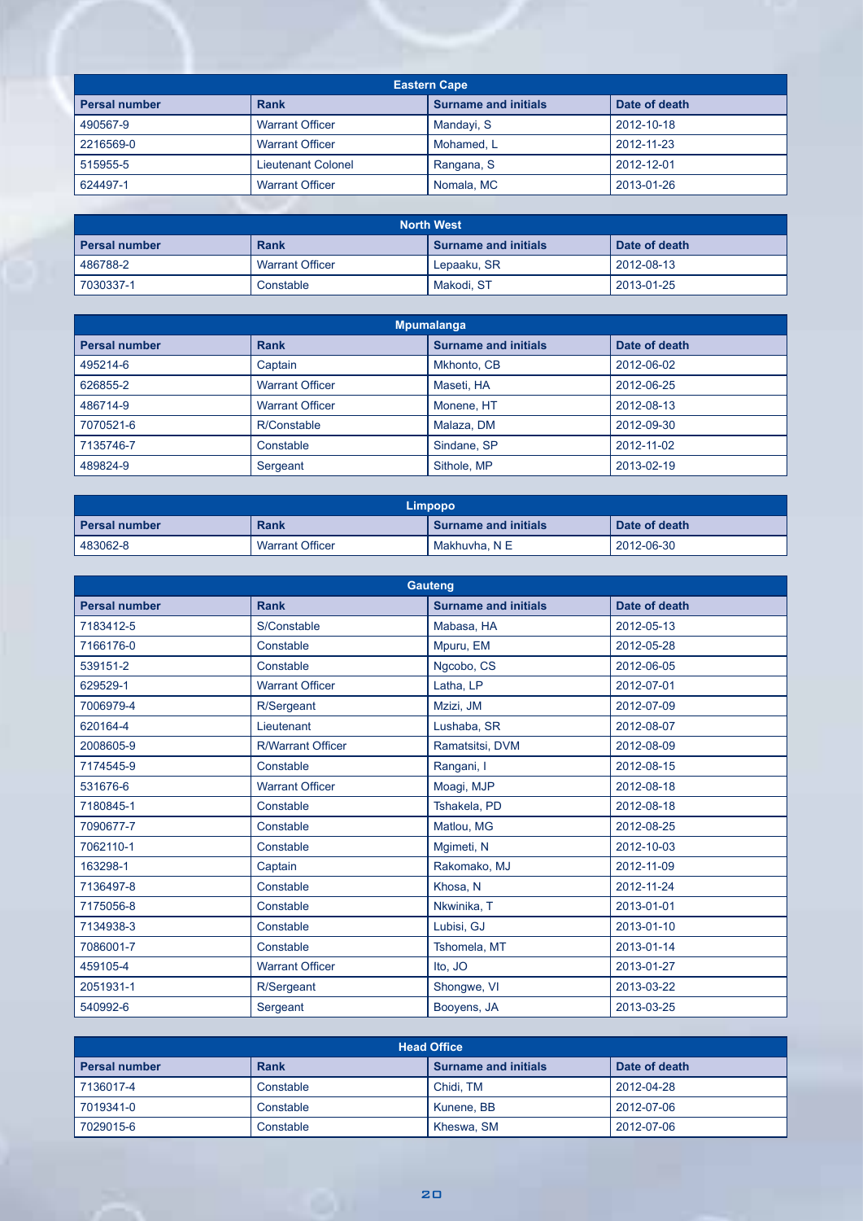| Eastern Cape | | | |
|---|---|---|---|
| **Persal number** | **Rank** | **Surname and initials** | **Date of death** |
| 490567-9 | Warrant Officer | Mandayi, S | 2012-10-18 |
| 2216569-0 | Warrant Officer | Mohamed, L | 2012-11-23 |
| 515955-5 | Lieutenant Colonel | Rangana, S | 2012-12-01 |
| 624497-1 | Warrant Officer | Nomala, MC | 2013-01-26 |

| North West | | | |
|---|---|---|---|
| **Persal number** | **Rank** | **Surname and initials** | **Date of death** |
| 486788-2 | Warrant Officer | Lepaaku, SR | 2012-08-13 |
| 7030337-1 | Constable | Makodi, ST | 2013-01-25 |

| Mpumalanga | | | |
|---|---|---|---|
| **Persal number** | **Rank** | **Surname and initials** | **Date of death** |
| 495214-6 | Captain | Mkhonto, CB | 2012-06-02 |
| 626855-2 | Warrant Officer | Maseti, HA | 2012-06-25 |
| 486714-9 | Warrant Officer | Monene, HT | 2012-08-13 |
| 7070521-6 | R/Constable | Malaza, DM | 2012-09-30 |
| 7135746-7 | Constable | Sindane, SP | 2012-11-02 |
| 489824-9 | Sergeant | Sithole, MP | 2013-02-19 |

| Limpopo | | | |
|---|---|---|---|
| **Persal number** | **Rank** | **Surname and initials** | **Date of death** |
| 483062-8 | Warrant Officer | Makhuvha, N E | 2012-06-30 |

| Gauteng | | | |
|---|---|---|---|
| **Persal number** | **Rank** | **Surname and initials** | **Date of death** |
| 7183412-5 | S/Constable | Mabasa, HA | 2012-05-13 |
| 7166176-0 | Constable | Mpuru, EM | 2012-05-28 |
| 539151-2 | Constable | Ngcobo, CS | 2012-06-05 |
| 629529-1 | Warrant Officer | Latha, LP | 2012-07-01 |
| 7006979-4 | R/Sergeant | Mzizi, JM | 2012-07-09 |
| 620164-4 | Lieutenant | Lushaba, SR | 2012-08-07 |
| 2008605-9 | R/Warrant Officer | Ramatsitsi, DVM | 2012-08-09 |
| 7174545-9 | Constable | Rangani, I | 2012-08-15 |
| 531676-6 | Warrant Officer | Moagi, MJP | 2012-08-18 |
| 7180845-1 | Constable | Tshakela, PD | 2012-08-18 |
| 7090677-7 | Constable | Matlou, MG | 2012-08-25 |
| 7062110-1 | Constable | Mgimeti, N | 2012-10-03 |
| 163298-1 | Captain | Rakomako, MJ | 2012-11-09 |
| 7136497-8 | Constable | Khosa, N | 2012-11-24 |
| 7175056-8 | Constable | Nkwinika, T | 2013-01-01 |
| 7134938-3 | Constable | Lubisi, GJ | 2013-01-10 |
| 7086001-7 | Constable | Tshomela, MT | 2013-01-14 |
| 459105-4 | Warrant Officer | Ito, JO | 2013-01-27 |
| 2051931-1 | R/Sergeant | Shongwe, VI | 2013-03-22 |
| 540992-6 | Sergeant | Booyens, JA | 2013-03-25 |

| Head Office | | | |
|---|---|---|---|
| **Persal number** | **Rank** | **Surname and initials** | **Date of death** |
| 7136017-4 | Constable | Chidi, TM | 2012-04-28 |
| 7019341-0 | Constable | Kunene, BB | 2012-07-06 |
| 7029015-6 | Constable | Kheswa, SM | 2012-07-06 |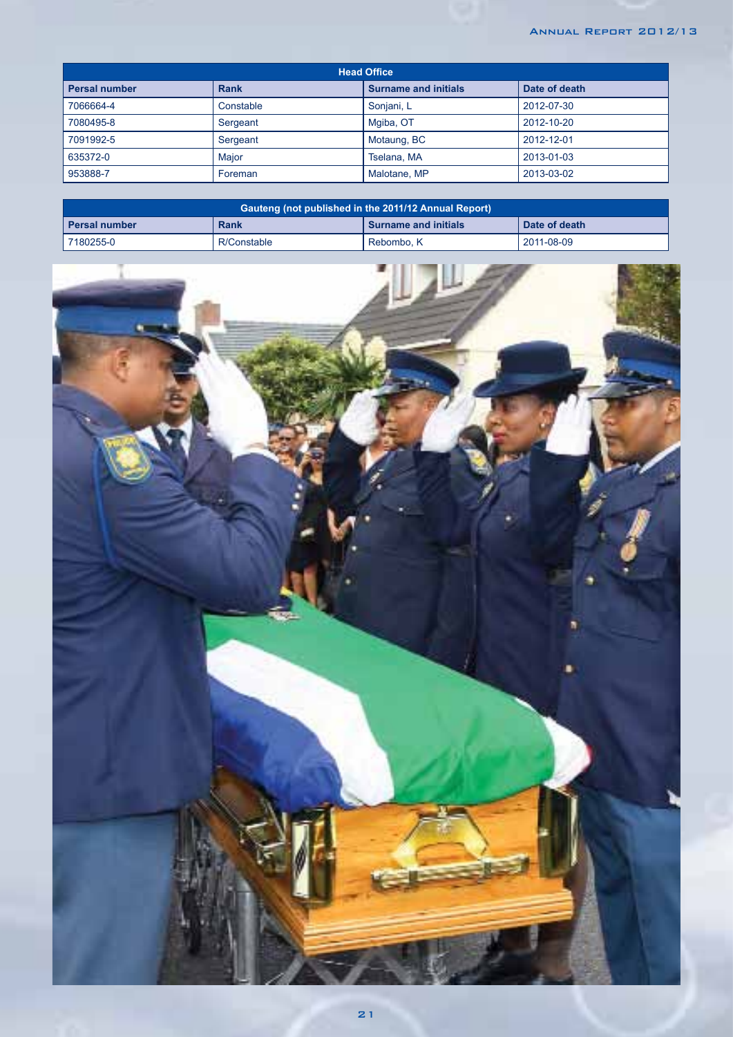| Head Office | | | |
|---|---|---|---|
| **Persal number** | **Rank** | **Surname and initials** | **Date of death** |
| 7066664-4 | Constable | Sonjani, L | 2012-07-30 |
| 7080495-8 | Sergeant | Mgiba, OT | 2012-10-20 |
| 7091992-5 | Sergeant | Motaung, BC | 2012-12-01 |
| 635372-0 | Major | Tselana, MA | 2013-01-03 |
| 953888-7 | Foreman | Malotane, MP | 2013-03-02 |

| Gauteng (not published in the 2011/12 Annual Report) | | | |
|---|---|---|---|
| **Persal number** | **Rank** | **Surname and initials** | **Date of death** |
| 7180255-0 | R/Constable | Rebombo, K | 2011-08-09 |